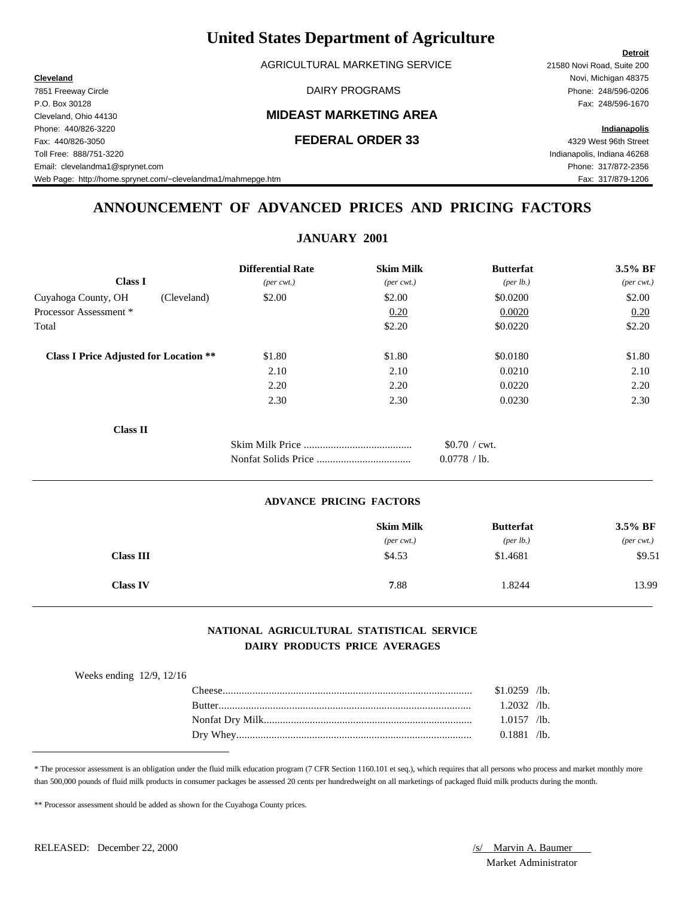# United States Department of Agriculture

AGRICULTURAL MARKETING SERVICE

DAIRY PROGRAMS

**MIDEAST MARKETING AREA**

**FEDERAL ORDER 33**

**Cleveland**
7851 Freeway Circle
P.O. Box 30128
Cleveland, Ohio 44130
Phone: 440/826-3220
Fax: 440/826-3050
Toll Free: 888/751-3220
Email: clevelandma1@sprynet.com
Web Page: http://home.sprynet.com/~clevelandma1/mahmpge.htm

**Detroit**
21580 Novi Road, Suite 200
Novi, Michigan 48375
Phone: 248/596-0206
Fax: 248/596-1670

**Indianapolis**
4329 West 96th Street
Indianapolis, Indiana 46268
Phone: 317/872-2356
Fax: 317/879-1206

## ANNOUNCEMENT OF ADVANCED PRICES AND PRICING FACTORS

### JANUARY 2001

| | Differential Rate | Skim Milk | Butterfat | 3.5% BF |
|---|---|---|---|---|
| **Class I** | *(per cwt.)* | *(per cwt.)* | *(per lb.)* | *(per cwt.)* |
| Cuyahoga County, OH (Cleveland) | $2.00 | $2.00 | $0.0200 | $2.00 |
| Processor Assessment * | | 0.20 | 0.0020 | 0.20 |
| Total | | $2.20 | $0.0220 | $2.20 |
| **Class I Price Adjusted for Location \*\*** | $1.80 | $1.80 | $0.0180 | $1.80 |
| | 2.10 | 2.10 | 0.0210 | 2.10 |
| | 2.20 | 2.20 | 0.0220 | 2.20 |
| | 2.30 | 2.30 | 0.0230 | 2.30 |

**Class II**

| | |
|---|---|
| Skim Milk Price | $0.70 / cwt. |
| Nonfat Solids Price | 0.0778 / lb. |

#### ADVANCE PRICING FACTORS

| | Skim Milk | Butterfat | 3.5% BF |
|---|---|---|---|
| | *(per cwt.)* | *(per lb.)* | *(per cwt.)* |
| **Class III** | $4.53 | $1.4681 | $9.51 |
| **Class IV** | 7.88 | 1.8244 | 13.99 |

#### NATIONAL AGRICULTURAL STATISTICAL SERVICE
#### DAIRY PRODUCTS PRICE AVERAGES

Weeks ending 12/9, 12/16

| | |
|---|---|
| Cheese | $1.0259 /lb. |
| Butter | 1.2032 /lb. |
| Nonfat Dry Milk | 1.0157 /lb. |
| Dry Whey | 0.1881 /lb. |

* The processor assessment is an obligation under the fluid milk education program (7 CFR Section 1160.101 et seq.), which requires that all persons who process and market monthly more than 500,000 pounds of fluid milk products in consumer packages be assessed 20 cents per hundredweight on all marketings of packaged fluid milk products during the month.

** Processor assessment should be added as shown for the Cuyahoga County prices.

RELEASED: December 22, 2000

/s/ Marvin A. Baumer
Market Administrator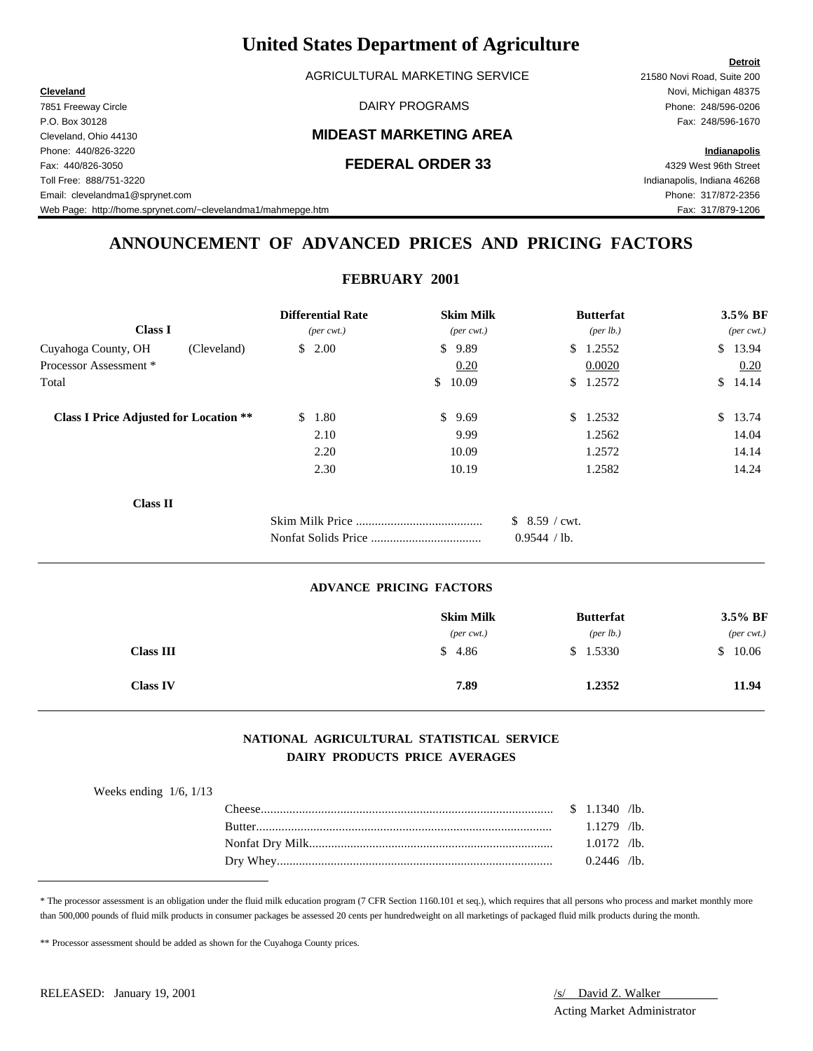# United States Department of Agriculture

AGRICULTURAL MARKETING SERVICE

DAIRY PROGRAMS

## MIDEAST MARKETING AREA

## FEDERAL ORDER 33

**Cleveland**
7851 Freeway Circle
P.O. Box 30128
Cleveland, Ohio 44130
Phone: 440/826-3220
Fax: 440/826-3050
Toll Free: 888/751-3220
Email: clevelandma1@sprynet.com
Web Page: http://home.sprynet.com/~clevelandma1/mahmepge.htm

**Detroit**
21580 Novi Road, Suite 200
Novi, Michigan 48375
Phone: 248/596-0206
Fax: 248/596-1670

**Indianapolis**
4329 West 96th Street
Indianapolis, Indiana 46268
Phone: 317/872-2356
Fax: 317/879-1206

## ANNOUNCEMENT OF ADVANCED PRICES AND PRICING FACTORS

### FEBRUARY 2001

| Class I | | Differential Rate *(per cwt.)* | Skim Milk *(per cwt.)* | Butterfat *(per lb.)* | 3.5% BF *(per cwt.)* |
|---|---|---|---|---|---|
| Cuyahoga County, OH | (Cleveland) | $ 2.00 | $ 9.89 | $ 1.2552 | $ 13.94 |
| Processor Assessment * | | | 0.20 | 0.0020 | 0.20 |
| Total | | | $ 10.09 | $ 1.2572 | $ 14.14 |
| **Class I Price Adjusted for Location \*\*** | | $ 1.80 | $ 9.69 | $ 1.2532 | $ 13.74 |
| | | 2.10 | 9.99 | 1.2562 | 14.04 |
| | | 2.20 | 10.09 | 1.2572 | 14.14 |
| | | 2.30 | 10.19 | 1.2582 | 14.24 |

**Class II**

| | |
|---|---|
| Skim Milk Price | $ 8.59 / cwt. |
| Nonfat Solids Price | 0.9544 / lb. |

### ADVANCE PRICING FACTORS

| | Skim Milk *(per cwt.)* | Butterfat *(per lb.)* | 3.5% BF *(per cwt.)* |
|---|---|---|---|
| **Class III** | $ 4.86 | $ 1.5330 | $ 10.06 |
| **Class IV** | **7.89** | **1.2352** | **11.94** |

### NATIONAL AGRICULTURAL STATISTICAL SERVICE
### DAIRY PRODUCTS PRICE AVERAGES

Weeks ending 1/6, 1/13

| | |
|---|---|
| Cheese | $ 1.1340 /lb. |
| Butter | 1.1279 /lb. |
| Nonfat Dry Milk | 1.0172 /lb. |
| Dry Whey | 0.2446 /lb. |

\* The processor assessment is an obligation under the fluid milk education program (7 CFR Section 1160.101 et seq.), which requires that all persons who process and market monthly more than 500,000 pounds of fluid milk products in consumer packages be assessed 20 cents per hundredweight on all marketings of packaged fluid milk products during the month.

\*\* Processor assessment should be added as shown for the Cuyahoga County prices.

RELEASED: January 19, 2001

/s/ David Z. Walker
Acting Market Administrator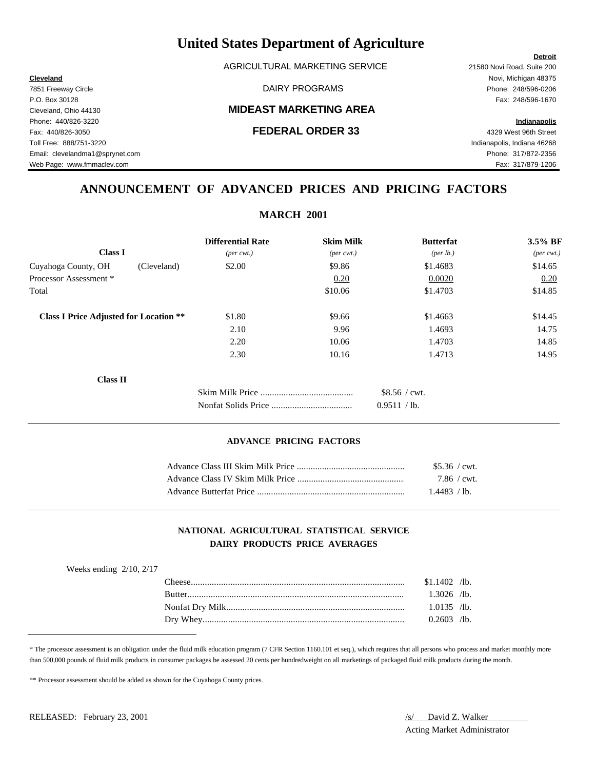# United States Department of Agriculture

AGRICULTURAL MARKETING SERVICE

DAIRY PROGRAMS

## MIDEAST MARKETING AREA

## FEDERAL ORDER 33

**Cleveland**
7851 Freeway Circle
P.O. Box 30128
Cleveland, Ohio 44130
Phone: 440/826-3220
Fax: 440/826-3050
Toll Free: 888/751-3220
Email: clevelandma1@sprynet.com
Web Page: www.fmmaclev.com

**Detroit**
21580 Novi Road, Suite 200
Novi, Michigan 48375
Phone: 248/596-0206
Fax: 248/596-1670

**Indianapolis**
4329 West 96th Street
Indianapolis, Indiana 46268
Phone: 317/872-2356
Fax: 317/879-1206

## ANNOUNCEMENT OF ADVANCED PRICES AND PRICING FACTORS

### MARCH 2001

| **Class I** | | **Differential Rate** *(per cwt.)* | **Skim Milk** *(per cwt.)* | **Butterfat** *(per lb.)* | **3.5% BF** *(per cwt.)* |
|---|---|---|---|---|---|
| Cuyahoga County, OH | (Cleveland) | $2.00 | $9.86 | $1.4683 | $14.65 |
| Processor Assessment * | | | 0.20 | 0.0020 | 0.20 |
| Total | | | $10.06 | $1.4703 | $14.85 |
| **Class I Price Adjusted for Location \*\*** | | $1.80 | $9.66 | $1.4663 | $14.45 |
| | | 2.10 | 9.96 | 1.4693 | 14.75 |
| | | 2.20 | 10.06 | 1.4703 | 14.85 |
| | | 2.30 | 10.16 | 1.4713 | 14.95 |

**Class II**

| | |
|---|---|
| Skim Milk Price | $8.56 / cwt. |
| Nonfat Solids Price | 0.9511 / lb. |

### ADVANCE PRICING FACTORS

| | |
|---|---|
| Advance Class III Skim Milk Price | $5.36 / cwt. |
| Advance Class IV Skim Milk Price | 7.86 / cwt. |
| Advance Butterfat Price | 1.4483 / lb. |

### NATIONAL AGRICULTURAL STATISTICAL SERVICE
### DAIRY PRODUCTS PRICE AVERAGES

Weeks ending 2/10, 2/17

| | |
|---|---|
| Cheese | $1.1402 /lb. |
| Butter | 1.3026 /lb. |
| Nonfat Dry Milk | 1.0135 /lb. |
| Dry Whey | 0.2603 /lb. |

* The processor assessment is an obligation under the fluid milk education program (7 CFR Section 1160.101 et seq.), which requires that all persons who process and market monthly more than 500,000 pounds of fluid milk products in consumer packages be assessed 20 cents per hundredweight on all marketings of packaged fluid milk products during the month.

** Processor assessment should be added as shown for the Cuyahoga County prices.

RELEASED: February 23, 2001

/s/ David Z. Walker
Acting Market Administrator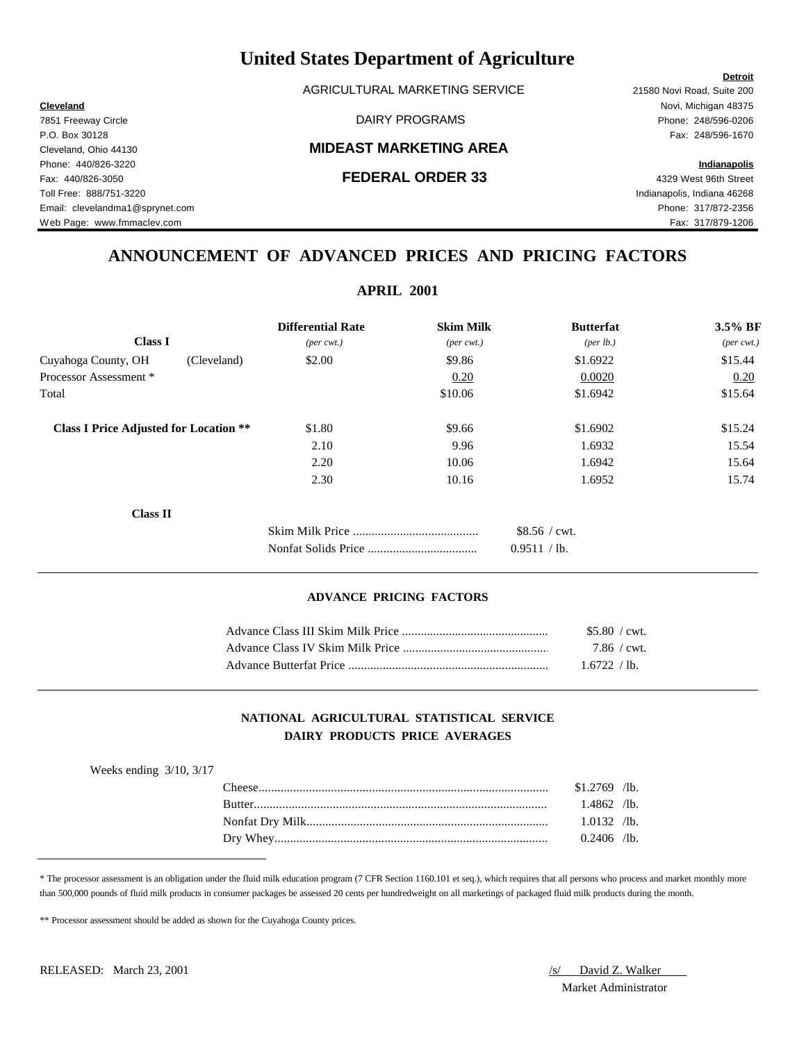# United States Department of Agriculture

AGRICULTURAL MARKETING SERVICE

DAIRY PROGRAMS

## MIDEAST MARKETING AREA

## FEDERAL ORDER 33

**Cleveland**
7851 Freeway Circle
P.O. Box 30128
Cleveland, Ohio 44130
Phone: 440/826-3220
Fax: 440/826-3050
Toll Free: 888/751-3220
Email: clevelandma1@sprynet.com
Web Page: www.fmmaclev.com

**Detroit**
21580 Novi Road, Suite 200
Novi, Michigan 48375
Phone: 248/596-0206
Fax: 248/596-1670

**Indianapolis**
4329 West 96th Street
Indianapolis, Indiana 46268
Phone: 317/872-2356
Fax: 317/879-1206

## ANNOUNCEMENT OF ADVANCED PRICES AND PRICING FACTORS

### APRIL 2001

| **Class I** | | **Differential Rate** *(per cwt.)* | **Skim Milk** *(per cwt.)* | **Butterfat** *(per lb.)* | **3.5% BF** *(per cwt.)* |
|---|---|---|---|---|---|
| Cuyahoga County, OH | (Cleveland) | $2.00 | $9.86 | $1.6922 | $15.44 |
| Processor Assessment * | | | 0.20 | 0.0020 | 0.20 |
| Total | | | $10.06 | $1.6942 | $15.64 |
| **Class I Price Adjusted for Location \*\*** | | $1.80 | $9.66 | $1.6902 | $15.24 |
| | | 2.10 | 9.96 | 1.6932 | 15.54 |
| | | 2.20 | 10.06 | 1.6942 | 15.64 |
| | | 2.30 | 10.16 | 1.6952 | 15.74 |

**Class II**

| | |
|---|---|
| Skim Milk Price | $8.56 / cwt. |
| Nonfat Solids Price | 0.9511 / lb. |

#### ADVANCE PRICING FACTORS

| | |
|---|---|
| Advance Class III Skim Milk Price | $5.80 / cwt. |
| Advance Class IV Skim Milk Price | 7.86 / cwt. |
| Advance Butterfat Price | 1.6722 / lb. |

#### NATIONAL AGRICULTURAL STATISTICAL SERVICE
#### DAIRY PRODUCTS PRICE AVERAGES

Weeks ending 3/10, 3/17

| | |
|---|---|
| Cheese | $1.2769 /lb. |
| Butter | 1.4862 /lb. |
| Nonfat Dry Milk | 1.0132 /lb. |
| Dry Whey | 0.2406 /lb. |

* The processor assessment is an obligation under the fluid milk education program (7 CFR Section 1160.101 et seq.), which requires that all persons who process and market monthly more than 500,000 pounds of fluid milk products in consumer packages be assessed 20 cents per hundredweight on all marketings of packaged fluid milk products during the month.

** Processor assessment should be added as shown for the Cuyahoga County prices.

RELEASED: March 23, 2001

/s/ David Z. Walker
Market Administrator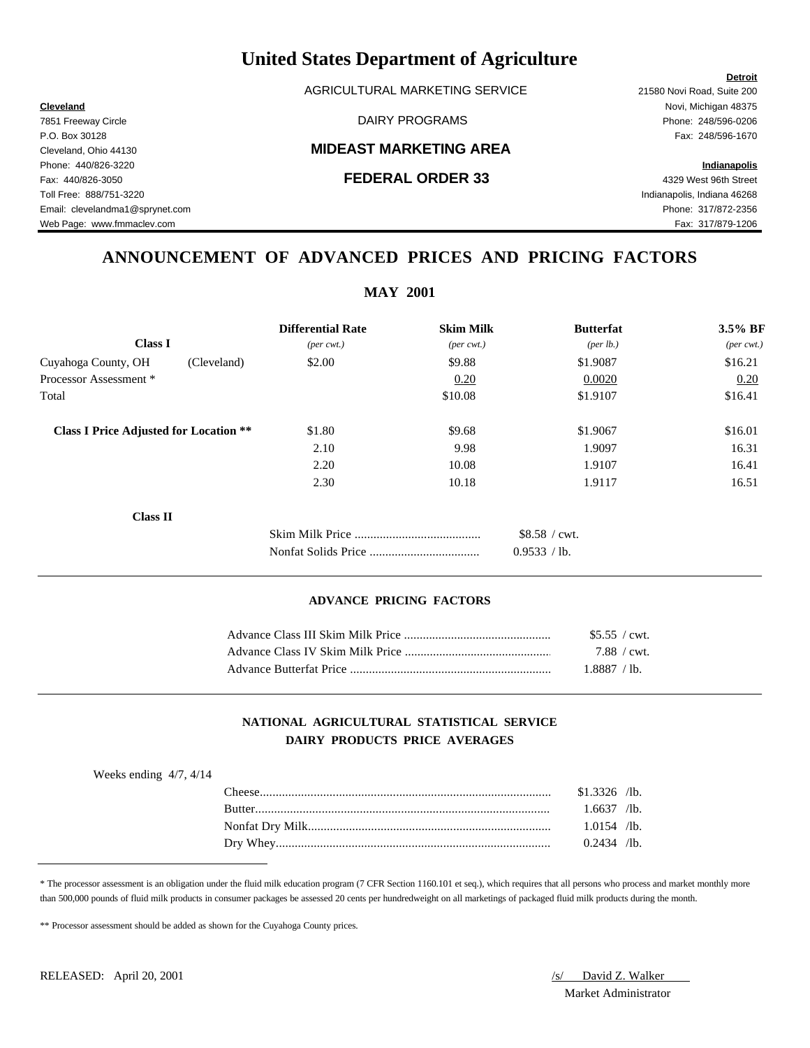# United States Department of Agriculture

AGRICULTURAL MARKETING SERVICE

DAIRY PROGRAMS

**MIDEAST MARKETING AREA**

**FEDERAL ORDER 33**

**Cleveland**
7851 Freeway Circle
P.O. Box 30128
Cleveland, Ohio 44130
Phone: 440/826-3220
Fax: 440/826-3050
Toll Free: 888/751-3220
Email: clevelandma1@sprynet.com
Web Page: www.fmmaclev.com

**Detroit**
21580 Novi Road, Suite 200
Novi, Michigan 48375
Phone: 248/596-0206
Fax: 248/596-1670

**Indianapolis**
4329 West 96th Street
Indianapolis, Indiana 46268
Phone: 317/872-2356
Fax: 317/879-1206

## ANNOUNCEMENT OF ADVANCED PRICES AND PRICING FACTORS

### MAY 2001

| **Class I** | | **Differential Rate** *(per cwt.)* | **Skim Milk** *(per cwt.)* | **Butterfat** *(per lb.)* | **3.5% BF** *(per cwt.)* |
|---|---|---|---|---|---|
| Cuyahoga County, OH | (Cleveland) | $2.00 | $9.88 | $1.9087 | $16.21 |
| Processor Assessment * | | | 0.20 | 0.0020 | 0.20 |
| Total | | | $10.08 | $1.9107 | $16.41 |
| **Class I Price Adjusted for Location \*\*** | | $1.80 | $9.68 | $1.9067 | $16.01 |
| | | 2.10 | 9.98 | 1.9097 | 16.31 |
| | | 2.20 | 10.08 | 1.9107 | 16.41 |
| | | 2.30 | 10.18 | 1.9117 | 16.51 |

**Class II**

| | |
|---|---|
| Skim Milk Price | $8.58 / cwt. |
| Nonfat Solids Price | 0.9533 / lb. |

#### ADVANCE PRICING FACTORS

| | |
|---|---|
| Advance Class III Skim Milk Price | $5.55 / cwt. |
| Advance Class IV Skim Milk Price | 7.88 / cwt. |
| Advance Butterfat Price | 1.8887 / lb. |

#### NATIONAL AGRICULTURAL STATISTICAL SERVICE
#### DAIRY PRODUCTS PRICE AVERAGES

Weeks ending 4/7, 4/14

| | |
|---|---|
| Cheese | $1.3326 /lb. |
| Butter | 1.6637 /lb. |
| Nonfat Dry Milk | 1.0154 /lb. |
| Dry Whey | 0.2434 /lb. |

\* The processor assessment is an obligation under the fluid milk education program (7 CFR Section 1160.101 et seq.), which requires that all persons who process and market monthly more than 500,000 pounds of fluid milk products in consumer packages be assessed 20 cents per hundredweight on all marketings of packaged fluid milk products during the month.

\*\* Processor assessment should be added as shown for the Cuyahoga County prices.

RELEASED: April 20, 2001

/s/ David Z. Walker
Market Administrator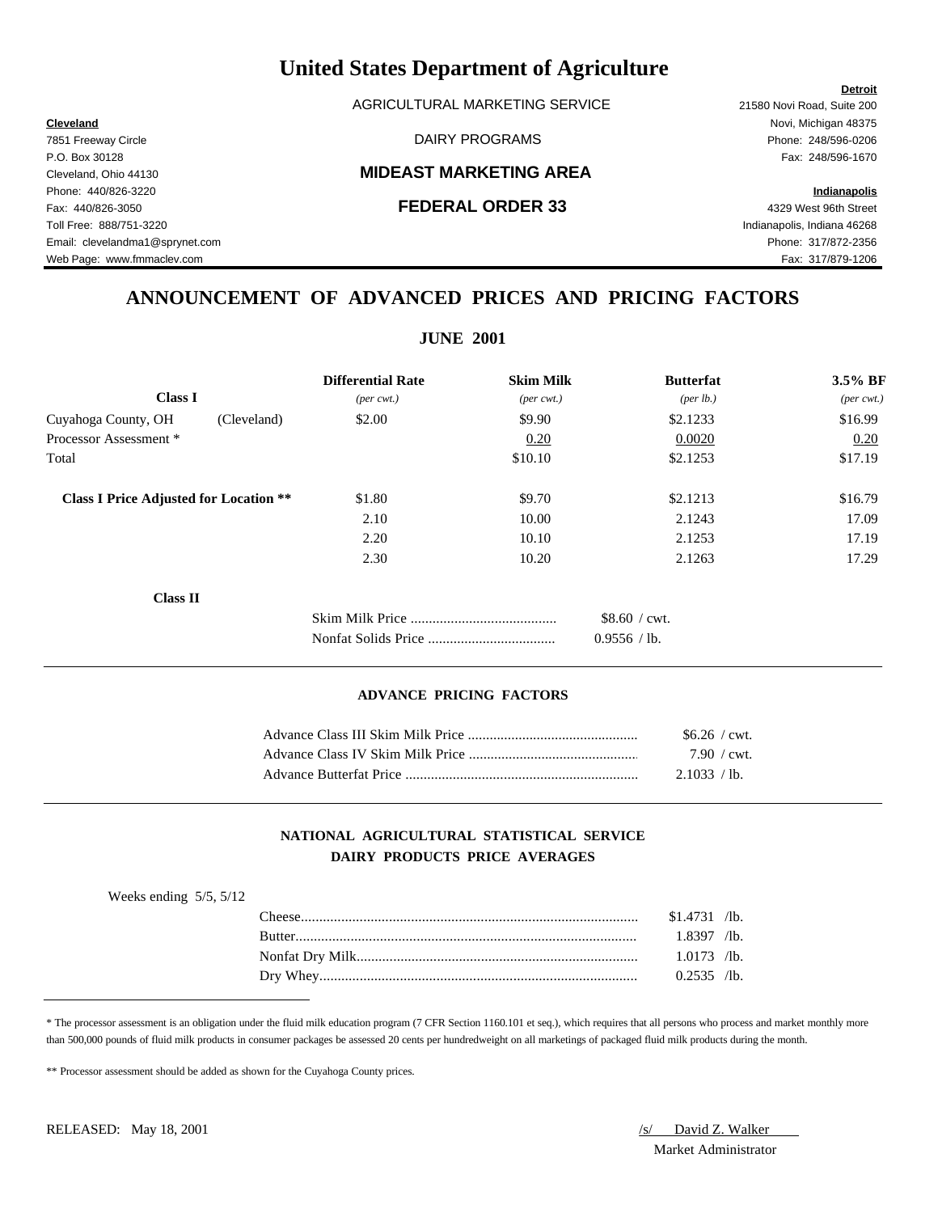# United States Department of Agriculture

AGRICULTURAL MARKETING SERVICE

DAIRY PROGRAMS

## MIDEAST MARKETING AREA

## FEDERAL ORDER 33

**Cleveland**
7851 Freeway Circle
P.O. Box 30128
Cleveland, Ohio 44130
Phone: 440/826-3220
Fax: 440/826-3050
Toll Free: 888/751-3220
Email: clevelandma1@sprynet.com
Web Page: www.fmmaclev.com

**Detroit**
21580 Novi Road, Suite 200
Novi, Michigan 48375
Phone: 248/596-0206
Fax: 248/596-1670

**Indianapolis**
4329 West 96th Street
Indianapolis, Indiana 46268
Phone: 317/872-2356
Fax: 317/879-1206

## ANNOUNCEMENT OF ADVANCED PRICES AND PRICING FACTORS

### JUNE 2001

| Class I | | Differential Rate *(per cwt.)* | Skim Milk *(per cwt.)* | Butterfat *(per lb.)* | 3.5% BF *(per cwt.)* |
|---|---|---|---|---|---|
| Cuyahoga County, OH | (Cleveland) | $2.00 | $9.90 | $2.1233 | $16.99 |
| Processor Assessment * | | | 0.20 | 0.0020 | 0.20 |
| Total | | | $10.10 | $2.1253 | $17.19 |
| **Class I Price Adjusted for Location \*\*** | | $1.80 | $9.70 | $2.1213 | $16.79 |
| | | 2.10 | 10.00 | 2.1243 | 17.09 |
| | | 2.20 | 10.10 | 2.1253 | 17.19 |
| | | 2.30 | 10.20 | 2.1263 | 17.29 |

**Class II**

| | |
|---|---|
| Skim Milk Price | $8.60 / cwt. |
| Nonfat Solids Price | 0.9556 / lb. |

### ADVANCE PRICING FACTORS

| | |
|---|---|
| Advance Class III Skim Milk Price | $6.26 / cwt. |
| Advance Class IV Skim Milk Price | 7.90 / cwt. |
| Advance Butterfat Price | 2.1033 / lb. |

### NATIONAL AGRICULTURAL STATISTICAL SERVICE
### DAIRY PRODUCTS PRICE AVERAGES

Weeks ending 5/5, 5/12

| | |
|---|---|
| Cheese | $1.4731 /lb. |
| Butter | 1.8397 /lb. |
| Nonfat Dry Milk | 1.0173 /lb. |
| Dry Whey | 0.2535 /lb. |

---

* The processor assessment is an obligation under the fluid milk education program (7 CFR Section 1160.101 et seq.), which requires that all persons who process and market monthly more than 500,000 pounds of fluid milk products in consumer packages be assessed 20 cents per hundredweight on all marketings of packaged fluid milk products during the month.

** Processor assessment should be added as shown for the Cuyahoga County prices.

RELEASED: May 18, 2001

/s/ David Z. Walker
Market Administrator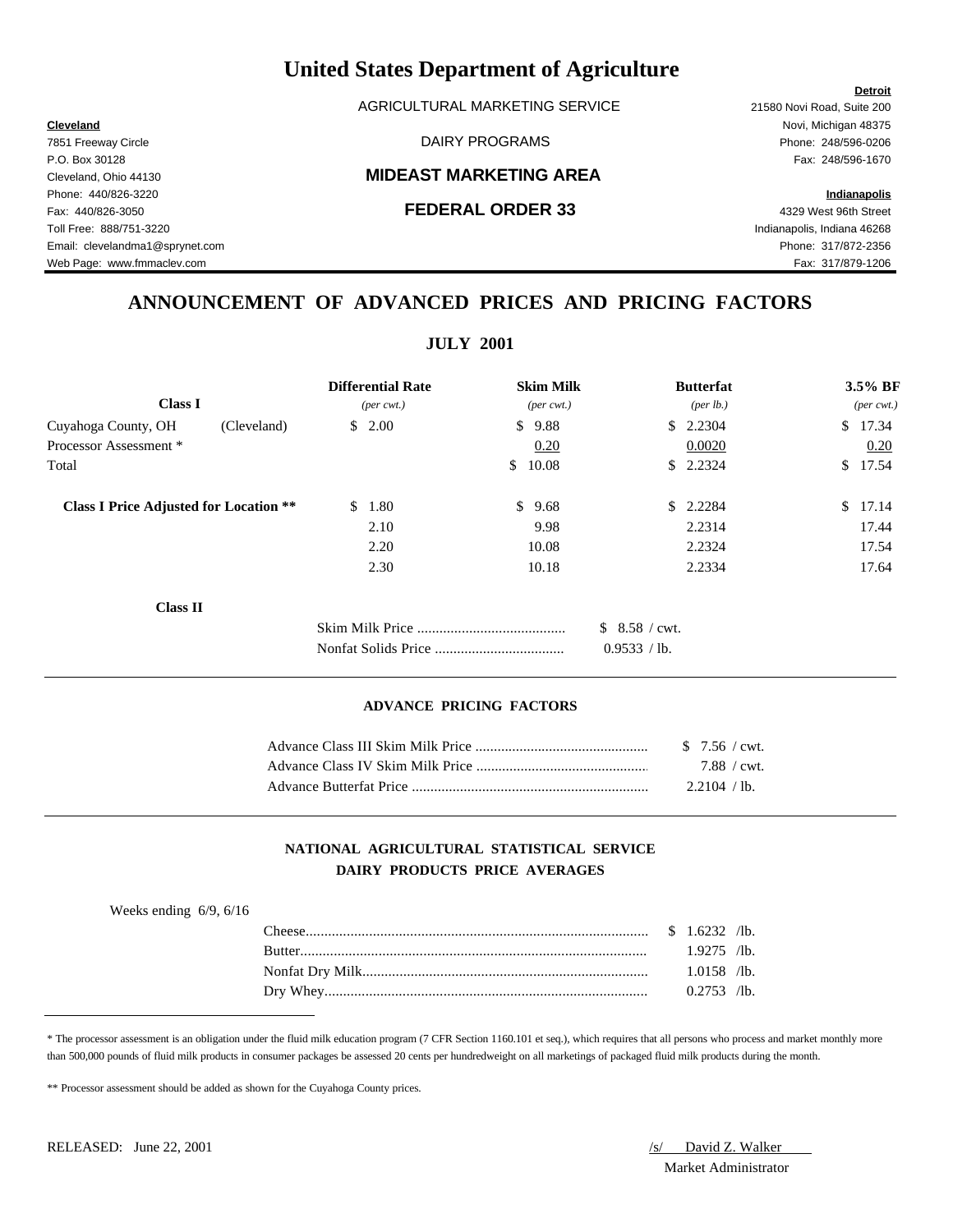# United States Department of Agriculture

AGRICULTURAL MARKETING SERVICE

DAIRY PROGRAMS

**MIDEAST MARKETING AREA**

**FEDERAL ORDER 33**

**Cleveland**
7851 Freeway Circle
P.O. Box 30128
Cleveland, Ohio 44130
Phone: 440/826-3220
Fax: 440/826-3050
Toll Free: 888/751-3220
Email: clevelandma1@sprynet.com
Web Page: www.fmmaclev.com

**Detroit**
21580 Novi Road, Suite 200
Novi, Michigan 48375
Phone: 248/596-0206
Fax: 248/596-1670

**Indianapolis**
4329 West 96th Street
Indianapolis, Indiana 46268
Phone: 317/872-2356
Fax: 317/879-1206

## ANNOUNCEMENT OF ADVANCED PRICES AND PRICING FACTORS

### JULY 2001

| Class I | | Differential Rate *(per cwt.)* | Skim Milk *(per cwt.)* | Butterfat *(per lb.)* | 3.5% BF *(per cwt.)* |
|---|---|---|---|---|---|
| Cuyahoga County, OH | (Cleveland) | $ 2.00 | $ 9.88 | $ 2.2304 | $ 17.34 |
| Processor Assessment * | | | 0.20 | 0.0020 | 0.20 |
| Total | | | $ 10.08 | $ 2.2324 | $ 17.54 |
| **Class I Price Adjusted for Location \*\*** | | $ 1.80 | $ 9.68 | $ 2.2284 | $ 17.14 |
| | | 2.10 | 9.98 | 2.2314 | 17.44 |
| | | 2.20 | 10.08 | 2.2324 | 17.54 |
| | | 2.30 | 10.18 | 2.2334 | 17.64 |

**Class II**

| | |
|---|---|
| Skim Milk Price | $ 8.58 / cwt. |
| Nonfat Solids Price | 0.9533 / lb. |

#### ADVANCE PRICING FACTORS

| | |
|---|---|
| Advance Class III Skim Milk Price | $ 7.56 / cwt. |
| Advance Class IV Skim Milk Price | 7.88 / cwt. |
| Advance Butterfat Price | 2.2104 / lb. |

#### NATIONAL AGRICULTURAL STATISTICAL SERVICE
#### DAIRY PRODUCTS PRICE AVERAGES

Weeks ending 6/9, 6/16

| | |
|---|---|
| Cheese | $ 1.6232 /lb. |
| Butter | 1.9275 /lb. |
| Nonfat Dry Milk | 1.0158 /lb. |
| Dry Whey | 0.2753 /lb. |

* The processor assessment is an obligation under the fluid milk education program (7 CFR Section 1160.101 et seq.), which requires that all persons who process and market monthly more than 500,000 pounds of fluid milk products in consumer packages be assessed 20 cents per hundredweight on all marketings of packaged fluid milk products during the month.

** Processor assessment should be added as shown for the Cuyahoga County prices.

RELEASED: June 22, 2001

/s/ David Z. Walker
Market Administrator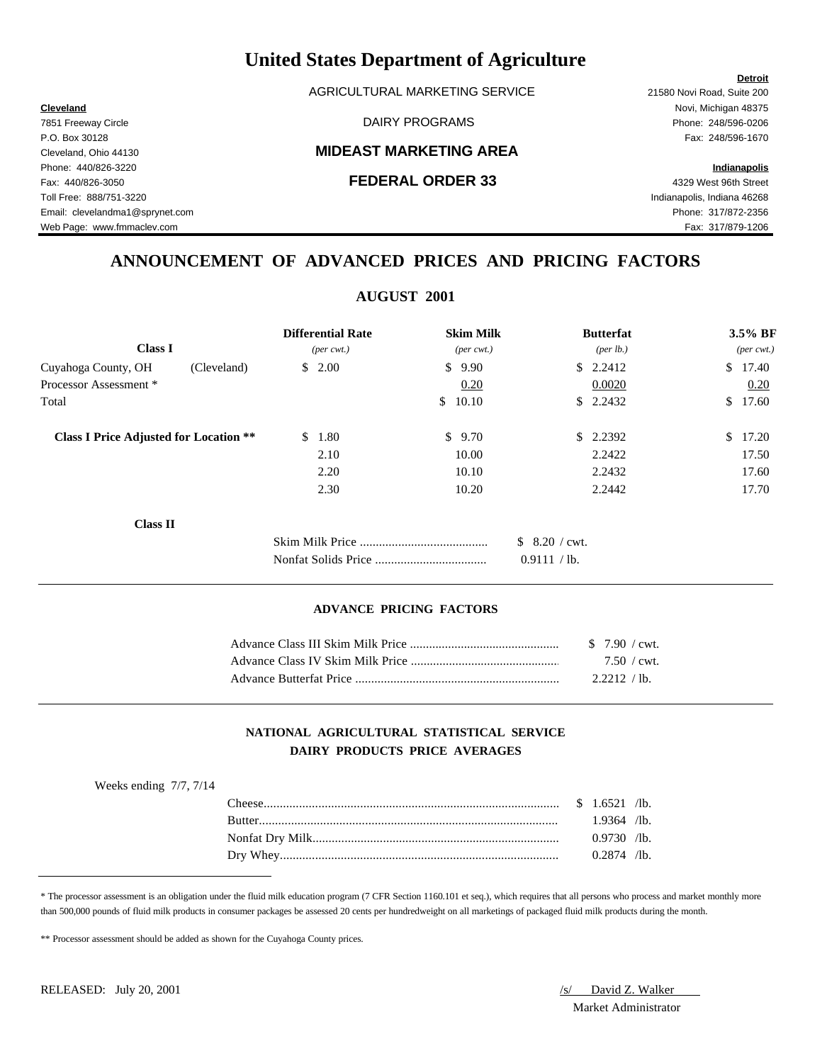# United States Department of Agriculture

AGRICULTURAL MARKETING SERVICE

DAIRY PROGRAMS

**MIDEAST MARKETING AREA**

**FEDERAL ORDER 33**

**Cleveland**
7851 Freeway Circle
P.O. Box 30128
Cleveland, Ohio 44130
Phone: 440/826-3220
Fax: 440/826-3050
Toll Free: 888/751-3220
Email: clevelandma1@sprynet.com
Web Page: www.fmmaclev.com

**Detroit**
21580 Novi Road, Suite 200
Novi, Michigan 48375
Phone: 248/596-0206
Fax: 248/596-1670

**Indianapolis**
4329 West 96th Street
Indianapolis, Indiana 46268
Phone: 317/872-2356
Fax: 317/879-1206

## ANNOUNCEMENT OF ADVANCED PRICES AND PRICING FACTORS

### AUGUST 2001

| **Class I** | | **Differential Rate** *(per cwt.)* | **Skim Milk** *(per cwt.)* | **Butterfat** *(per lb.)* | **3.5% BF** *(per cwt.)* |
|---|---|---|---|---|---|
| Cuyahoga County, OH | (Cleveland) | $ 2.00 | $ 9.90 | $ 2.2412 | $ 17.40 |
| Processor Assessment * | | | 0.20 | 0.0020 | 0.20 |
| Total | | | $ 10.10 | $ 2.2432 | $ 17.60 |
| **Class I Price Adjusted for Location \*\*** | | $ 1.80 | $ 9.70 | $ 2.2392 | $ 17.20 |
| | | 2.10 | 10.00 | 2.2422 | 17.50 |
| | | 2.20 | 10.10 | 2.2432 | 17.60 |
| | | 2.30 | 10.20 | 2.2442 | 17.70 |

**Class II**

| | |
|---|---|
| Skim Milk Price | $ 8.20 / cwt. |
| Nonfat Solids Price | 0.9111 / lb. |

#### ADVANCE PRICING FACTORS

| | |
|---|---|
| Advance Class III Skim Milk Price | $ 7.90 / cwt. |
| Advance Class IV Skim Milk Price | 7.50 / cwt. |
| Advance Butterfat Price | 2.2212 / lb. |

#### NATIONAL AGRICULTURAL STATISTICAL SERVICE
#### DAIRY PRODUCTS PRICE AVERAGES

Weeks ending 7/7, 7/14

| | |
|---|---|
| Cheese | $ 1.6521 /lb. |
| Butter | 1.9364 /lb. |
| Nonfat Dry Milk | 0.9730 /lb. |
| Dry Whey | 0.2874 /lb. |

* The processor assessment is an obligation under the fluid milk education program (7 CFR Section 1160.101 et seq.), which requires that all persons who process and market monthly more than 500,000 pounds of fluid milk products in consumer packages be assessed 20 cents per hundredweight on all marketings of packaged fluid milk products during the month.

** Processor assessment should be added as shown for the Cuyahoga County prices.

RELEASED: July 20, 2001

/s/ David Z. Walker
Market Administrator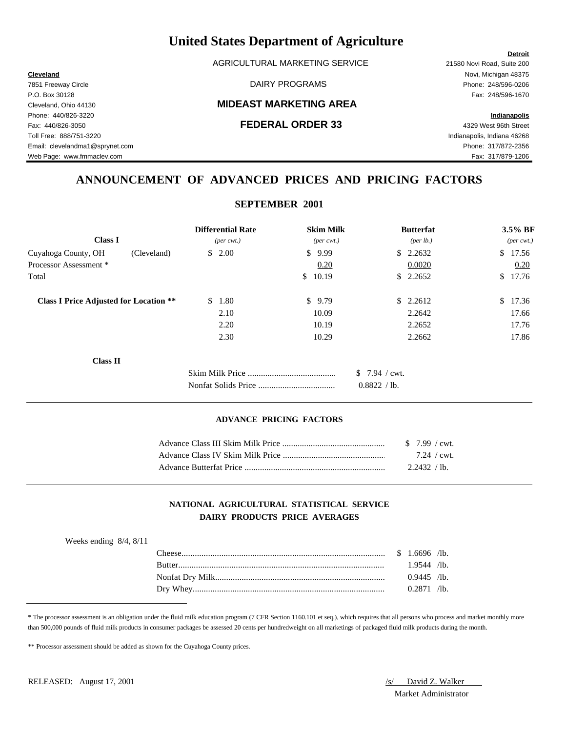# United States Department of Agriculture

AGRICULTURAL MARKETING SERVICE

DAIRY PROGRAMS

**MIDEAST MARKETING AREA**

**FEDERAL ORDER 33**

**Cleveland**
7851 Freeway Circle
P.O. Box 30128
Cleveland, Ohio 44130
Phone: 440/826-3220
Fax: 440/826-3050
Toll Free: 888/751-3220
Email: clevelandma1@sprynet.com
Web Page: www.fmmaclev.com

**Detroit**
21580 Novi Road, Suite 200
Novi, Michigan 48375
Phone: 248/596-0206
Fax: 248/596-1670

**Indianapolis**
4329 West 96th Street
Indianapolis, Indiana 46268
Phone: 317/872-2356
Fax: 317/879-1206

## ANNOUNCEMENT OF ADVANCED PRICES AND PRICING FACTORS

### SEPTEMBER 2001

| **Class I** | | **Differential Rate** *(per cwt.)* | **Skim Milk** *(per cwt.)* | **Butterfat** *(per lb.)* | **3.5% BF** *(per cwt.)* |
|---|---|---|---|---|---|
| Cuyahoga County, OH | (Cleveland) | $ 2.00 | $ 9.99 | $ 2.2632 | $ 17.56 |
| Processor Assessment * | | | 0.20 | 0.0020 | 0.20 |
| Total | | | $ 10.19 | $ 2.2652 | $ 17.76 |
| **Class I Price Adjusted for Location \*\*** | | $ 1.80 | $ 9.79 | $ 2.2612 | $ 17.36 |
| | | 2.10 | 10.09 | 2.2642 | 17.66 |
| | | 2.20 | 10.19 | 2.2652 | 17.76 |
| | | 2.30 | 10.29 | 2.2662 | 17.86 |

**Class II**

| | |
|---|---|
| Skim Milk Price | $ 7.94 / cwt. |
| Nonfat Solids Price | 0.8822 / lb. |

#### ADVANCE PRICING FACTORS

| | |
|---|---|
| Advance Class III Skim Milk Price | $ 7.99 / cwt. |
| Advance Class IV Skim Milk Price | 7.24 / cwt. |
| Advance Butterfat Price | 2.2432 / lb. |

#### NATIONAL AGRICULTURAL STATISTICAL SERVICE
#### DAIRY PRODUCTS PRICE AVERAGES

Weeks ending 8/4, 8/11

| | |
|---|---|
| Cheese | $ 1.6696 /lb. |
| Butter | 1.9544 /lb. |
| Nonfat Dry Milk | 0.9445 /lb. |
| Dry Whey | 0.2871 /lb. |

* The processor assessment is an obligation under the fluid milk education program (7 CFR Section 1160.101 et seq.), which requires that all persons who process and market monthly more than 500,000 pounds of fluid milk products in consumer packages be assessed 20 cents per hundredweight on all marketings of packaged fluid milk products during the month.

** Processor assessment should be added as shown for the Cuyahoga County prices.

RELEASED: August 17, 2001

/s/ David Z. Walker
Market Administrator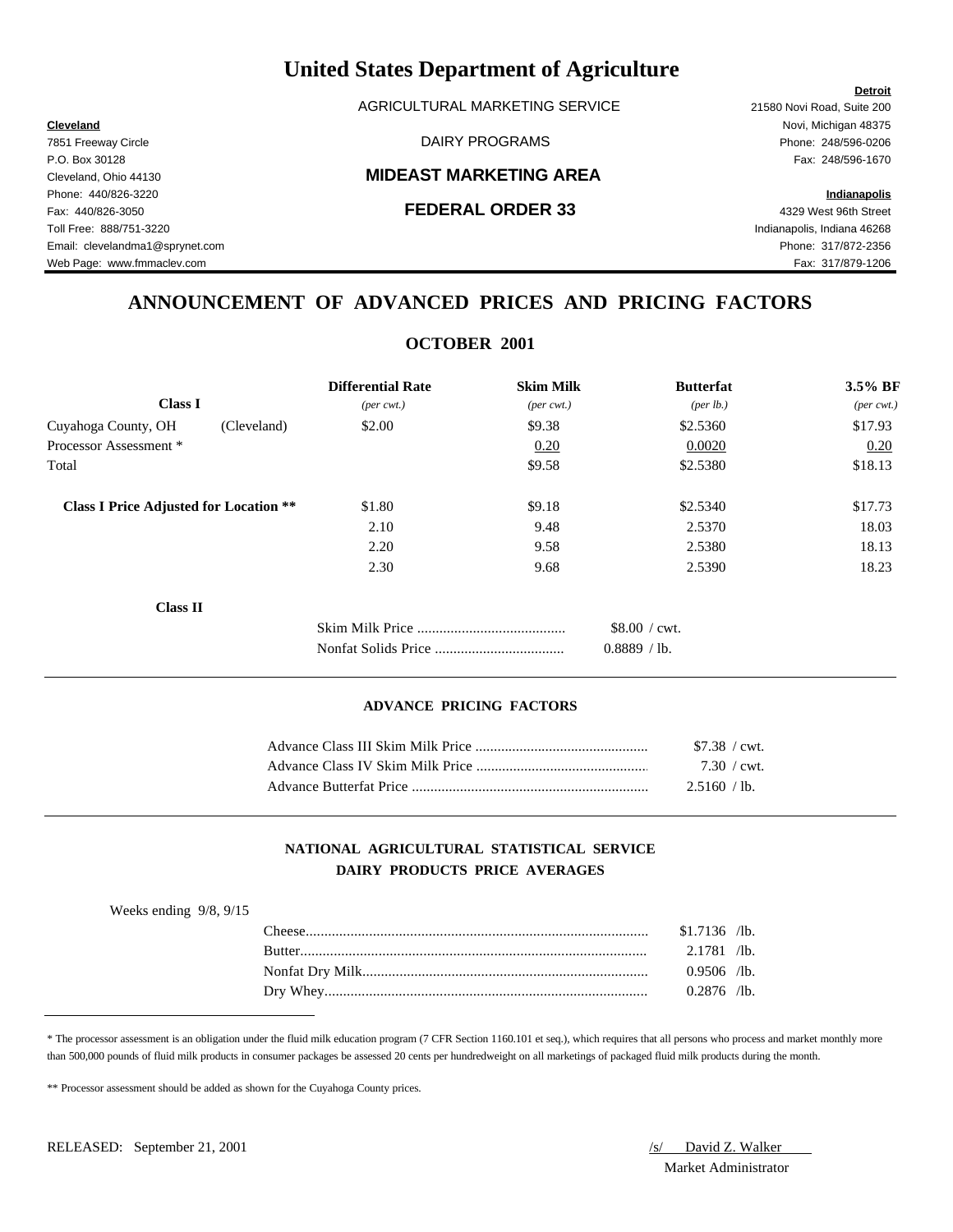# United States Department of Agriculture

AGRICULTURAL MARKETING SERVICE

DAIRY PROGRAMS

**MIDEAST MARKETING AREA**

**FEDERAL ORDER 33**

**Cleveland**
7851 Freeway Circle
P.O. Box 30128
Cleveland, Ohio 44130
Phone: 440/826-3220
Fax: 440/826-3050
Toll Free: 888/751-3220
Email: clevelandma1@sprynet.com
Web Page: www.fmmaclev.com

**Detroit**
21580 Novi Road, Suite 200
Novi, Michigan 48375
Phone: 248/596-0206
Fax: 248/596-1670

**Indianapolis**
4329 West 96th Street
Indianapolis, Indiana 46268
Phone: 317/872-2356
Fax: 317/879-1206

## ANNOUNCEMENT OF ADVANCED PRICES AND PRICING FACTORS

### OCTOBER 2001

| **Class I** | | **Differential Rate** *(per cwt.)* | **Skim Milk** *(per cwt.)* | **Butterfat** *(per lb.)* | **3.5% BF** *(per cwt.)* |
|---|---|---|---|---|---|
| Cuyahoga County, OH | (Cleveland) | $2.00 | $9.38 | $2.5360 | $17.93 |
| Processor Assessment * | | | 0.20 | 0.0020 | 0.20 |
| Total | | | $9.58 | $2.5380 | $18.13 |
| **Class I Price Adjusted for Location \*\*** | | $1.80 | $9.18 | $2.5340 | $17.73 |
| | | 2.10 | 9.48 | 2.5370 | 18.03 |
| | | 2.20 | 9.58 | 2.5380 | 18.13 |
| | | 2.30 | 9.68 | 2.5390 | 18.23 |

**Class II**

| | |
|---|---|
| Skim Milk Price | $8.00 / cwt. |
| Nonfat Solids Price | 0.8889 / lb. |

#### ADVANCE PRICING FACTORS

| | |
|---|---|
| Advance Class III Skim Milk Price | $7.38 / cwt. |
| Advance Class IV Skim Milk Price | 7.30 / cwt. |
| Advance Butterfat Price | 2.5160 / lb. |

#### NATIONAL AGRICULTURAL STATISTICAL SERVICE DAIRY PRODUCTS PRICE AVERAGES

Weeks ending 9/8, 9/15

| | |
|---|---|
| Cheese | $1.7136 /lb. |
| Butter | 2.1781 /lb. |
| Nonfat Dry Milk | 0.9506 /lb. |
| Dry Whey | 0.2876 /lb. |

* The processor assessment is an obligation under the fluid milk education program (7 CFR Section 1160.101 et seq.), which requires that all persons who process and market monthly more than 500,000 pounds of fluid milk products in consumer packages be assessed 20 cents per hundredweight on all marketings of packaged fluid milk products during the month.

** Processor assessment should be added as shown for the Cuyahoga County prices.

RELEASED: September 21, 2001

/s/ David Z. Walker
Market Administrator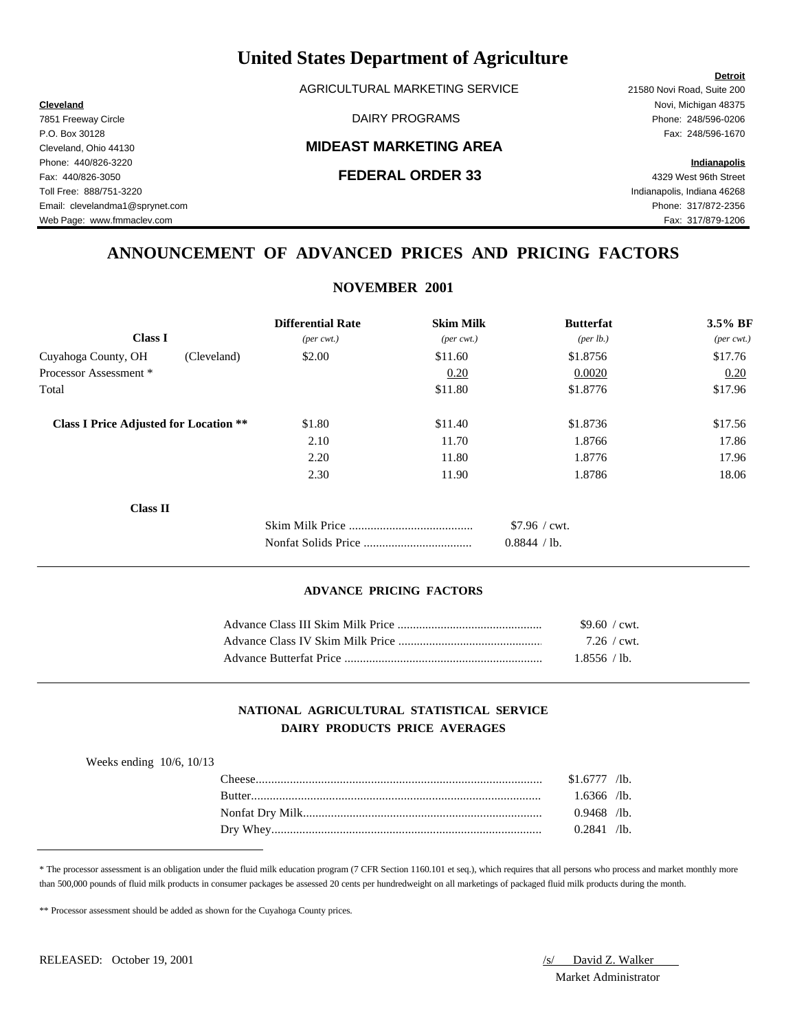# United States Department of Agriculture

AGRICULTURAL MARKETING SERVICE

DAIRY PROGRAMS

**MIDEAST MARKETING AREA**

**FEDERAL ORDER 33**

**Cleveland**
7851 Freeway Circle
P.O. Box 30128
Cleveland, Ohio 44130
Phone: 440/826-3220
Fax: 440/826-3050
Toll Free: 888/751-3220
Email: clevelandma1@sprynet.com
Web Page: www.fmmaclev.com

**Detroit**
21580 Novi Road, Suite 200
Novi, Michigan 48375
Phone: 248/596-0206
Fax: 248/596-1670

**Indianapolis**
4329 West 96th Street
Indianapolis, Indiana 46268
Phone: 317/872-2356
Fax: 317/879-1206

## ANNOUNCEMENT OF ADVANCED PRICES AND PRICING FACTORS

### NOVEMBER 2001

| **Class I** | | **Differential Rate** *(per cwt.)* | **Skim Milk** *(per cwt.)* | **Butterfat** *(per lb.)* | **3.5% BF** *(per cwt.)* |
|---|---|---|---|---|---|
| Cuyahoga County, OH | (Cleveland) | $2.00 | $11.60 | $1.8756 | $17.76 |
| Processor Assessment * | | | 0.20 | 0.0020 | 0.20 |
| Total | | | $11.80 | $1.8776 | $17.96 |
| **Class I Price Adjusted for Location \*\*** | | $1.80 | $11.40 | $1.8736 | $17.56 |
| | | 2.10 | 11.70 | 1.8766 | 17.86 |
| | | 2.20 | 11.80 | 1.8776 | 17.96 |
| | | 2.30 | 11.90 | 1.8786 | 18.06 |

**Class II**

| | |
|---|---|
| Skim Milk Price | $7.96 / cwt. |
| Nonfat Solids Price | 0.8844 / lb. |

#### ADVANCE PRICING FACTORS

| | |
|---|---|
| Advance Class III Skim Milk Price | $9.60 / cwt. |
| Advance Class IV Skim Milk Price | 7.26 / cwt. |
| Advance Butterfat Price | 1.8556 / lb. |

#### NATIONAL AGRICULTURAL STATISTICAL SERVICE
#### DAIRY PRODUCTS PRICE AVERAGES

Weeks ending 10/6, 10/13

| | |
|---|---|
| Cheese | $1.6777 /lb. |
| Butter | 1.6366 /lb. |
| Nonfat Dry Milk | 0.9468 /lb. |
| Dry Whey | 0.2841 /lb. |

* The processor assessment is an obligation under the fluid milk education program (7 CFR Section 1160.101 et seq.), which requires that all persons who process and market monthly more than 500,000 pounds of fluid milk products in consumer packages be assessed 20 cents per hundredweight on all marketings of packaged fluid milk products during the month.

** Processor assessment should be added as shown for the Cuyahoga County prices.

RELEASED: October 19, 2001

/s/ David Z. Walker
Market Administrator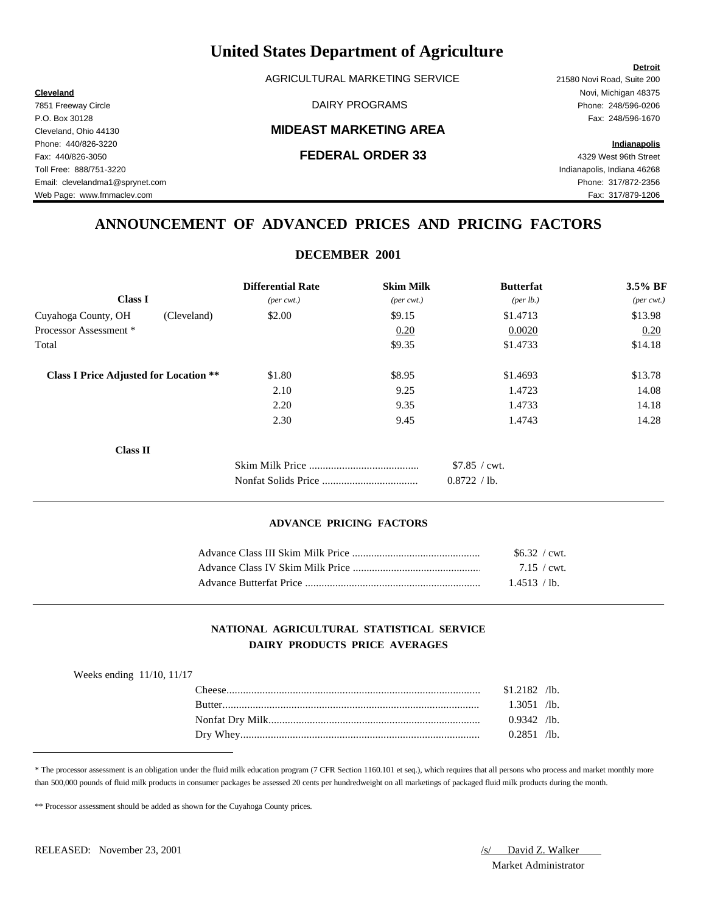# United States Department of Agriculture

AGRICULTURAL MARKETING SERVICE

DAIRY PROGRAMS

**MIDEAST MARKETING AREA**

**FEDERAL ORDER 33**

**Cleveland**
7851 Freeway Circle
P.O. Box 30128
Cleveland, Ohio 44130
Phone: 440/826-3220
Fax: 440/826-3050
Toll Free: 888/751-3220
Email: clevelandma1@sprynet.com
Web Page: www.fmmaclev.com

**Detroit**
21580 Novi Road, Suite 200
Novi, Michigan 48375
Phone: 248/596-0206
Fax: 248/596-1670

**Indianapolis**
4329 West 96th Street
Indianapolis, Indiana 46268
Phone: 317/872-2356
Fax: 317/879-1206

## ANNOUNCEMENT OF ADVANCED PRICES AND PRICING FACTORS

### DECEMBER 2001

| **Class I** | | **Differential Rate** *(per cwt.)* | **Skim Milk** *(per cwt.)* | **Butterfat** *(per lb.)* | **3.5% BF** *(per cwt.)* |
|---|---|---|---|---|---|
| Cuyahoga County, OH | (Cleveland) | $2.00 | $9.15 | $1.4713 | $13.98 |
| Processor Assessment * | | | 0.20 | 0.0020 | 0.20 |
| Total | | | $9.35 | $1.4733 | $14.18 |
| **Class I Price Adjusted for Location \*\*** | | $1.80 | $8.95 | $1.4693 | $13.78 |
| | | 2.10 | 9.25 | 1.4723 | 14.08 |
| | | 2.20 | 9.35 | 1.4733 | 14.18 |
| | | 2.30 | 9.45 | 1.4743 | 14.28 |

**Class II**

| | |
|---|---|
| Skim Milk Price | $7.85 / cwt. |
| Nonfat Solids Price | 0.8722 / lb. |

#### ADVANCE PRICING FACTORS

| | |
|---|---|
| Advance Class III Skim Milk Price | $6.32 / cwt. |
| Advance Class IV Skim Milk Price | 7.15 / cwt. |
| Advance Butterfat Price | 1.4513 / lb. |

#### NATIONAL AGRICULTURAL STATISTICAL SERVICE
#### DAIRY PRODUCTS PRICE AVERAGES

Weeks ending 11/10, 11/17

| | |
|---|---|
| Cheese | $1.2182 /lb. |
| Butter | 1.3051 /lb. |
| Nonfat Dry Milk | 0.9342 /lb. |
| Dry Whey | 0.2851 /lb. |

* The processor assessment is an obligation under the fluid milk education program (7 CFR Section 1160.101 et seq.), which requires that all persons who process and market monthly more than 500,000 pounds of fluid milk products in consumer packages be assessed 20 cents per hundredweight on all marketings of packaged fluid milk products during the month.

** Processor assessment should be added as shown for the Cuyahoga County prices.

RELEASED: November 23, 2001

/s/ David Z. Walker
Market Administrator